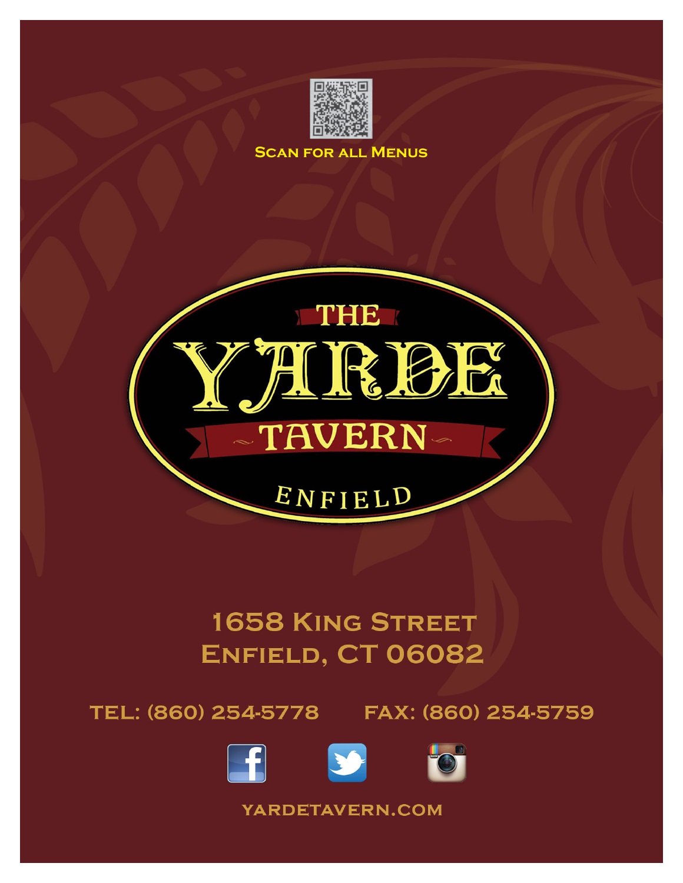Scan for all Menus

# The Yarde Tavern

Enfield

1658 King Street
Enfield, CT 06082

TEL: (860) 254-5778 FAX: (860) 254-5759

YARDETAVERN.COM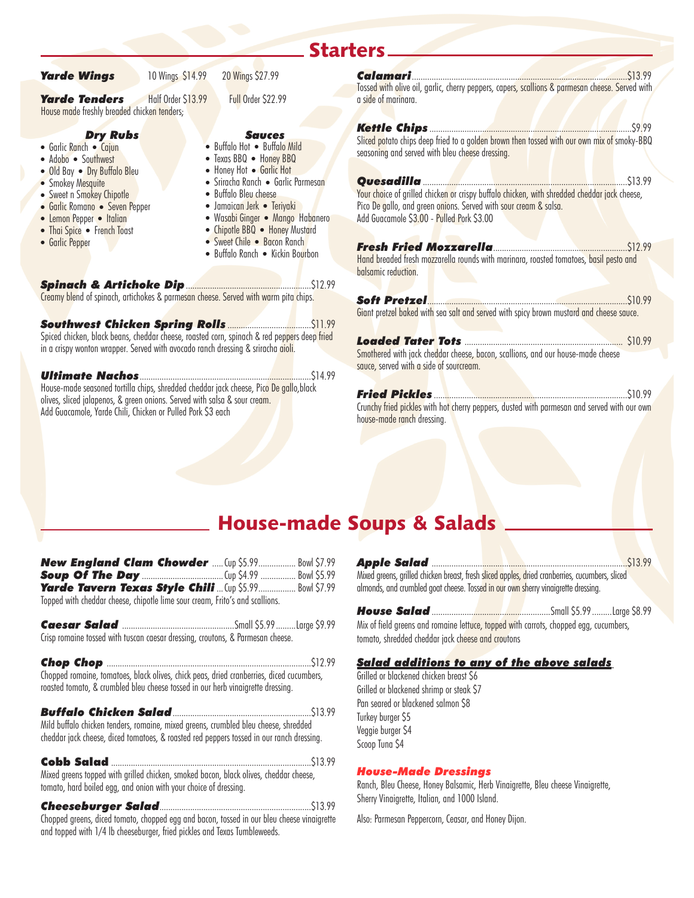# Starters

**Yarde Wings** 10 Wings $14.99 20 Wings $27.99

**Yarde Tenders** Half Order $13.99 Full Order $22.99

House made freshly breaded chicken tenders;

### Dry Rubs

- Garlic Ranch • Cajun
- Adobo • Southwest
- Old Bay • Dry Buffalo Bleu
- Smokey Mesquite
- Sweet n Smokey Chipotle
- Garlic Romano • Seven Pepper
- Lemon Pepper • Italian
- Thai Spice • French Toast
- Garlic Pepper

### Sauces

- Buffalo Hot • Buffalo Mild
- Texas BBQ • Honey BBQ
- Honey Hot • Garlic Hot
- Sriracha Ranch • Garlic Parmesan
- Buffalo Bleu cheese
- Jamaican Jerk • Teriyaki
- Wasabi Ginger • Mango Habanero
- Chipotle BBQ • Honey Mustard
- Sweet Chile • Bacon Ranch
- Buffalo Ranch • Kickin Bourbon

**Spinach & Artichoke Dip** ........ $12.99
Creamy blend of spinach, artichokes & parmesan cheese. Served with warm pita chips.

**Southwest Chicken Spring Rolls** ........ $11.99
Spiced chicken, black beans, cheddar cheese, roasted corn, spinach & red peppers deep fried in a crispy wonton wrapper. Served with avocado ranch dressing & sriracha aioli.

**Ultimate Nachos** ........ $14.99
House-made seasoned tortilla chips, shredded cheddar jack cheese, Pico De gallo,black olives, sliced jalapenos, & green onions. Served with salsa & sour cream.
Add Guacamole, Yarde Chili, Chicken or Pulled Pork $3 each

**Calamari** ........ $13.99
Tossed with olive oil, garlic, cherry peppers, capers, scallions & parmesan cheese. Served with a side of marinara.

**Kettle Chips** ........ $9.99
Sliced potato chips deep fried to a golden brown then tossed with our own mix of smoky-BBQ seasoning and served with bleu cheese dressing.

**Quesadilla** ........ $13.99
Your choice of grilled chicken or crispy buffalo chicken, with shredded cheddar jack cheese, Pico De gallo, and green onions. Served with sour cream & salsa.
Add Guacamole $3.00 - Pulled Pork $3.00

**Fresh Fried Mozzarella** ........ $12.99
Hand breaded fresh mozzarella rounds with marinara, roasted tomatoes, basil pesto and balsamic reduction.

**Soft Pretzel** ........ $10.99
Giant pretzel baked with sea salt and served with spicy brown mustard and cheese sauce.

**Loaded Tater Tots** ........ $10.99
Smothered with jack cheddar cheese, bacon, scallions, and our house-made cheese sauce, served with a side of sourcream.

**Fried Pickles** ........ $10.99
Crunchy fried pickles with hot cherry peppers, dusted with parmesan and served with our own house-made ranch dressing.

# House-made Soups & Salads

**New England Clam Chowder** ..... Cup $5.99 ........ Bowl $7.99
**Soup Of The Day** ........ Cup $4.99 ........ Bowl $5.99
**Yarde Tavern Texas Style Chili** ... Cup $5.99 ........ Bowl $7.99
Topped with cheddar cheese, chipotle lime sour cream, Frito's and scallions.

**Caesar Salad** ........ Small $5.99 ......... Large $9.99
Crisp romaine tossed with tuscan caesar dressing, croutons, & Parmesan cheese.

**Chop Chop** ........ $12.99
Chopped romaine, tomatoes, black olives, chick peas, dried cranberries, diced cucumbers, roasted tomato, & crumbled bleu cheese tossed in our herb vinaigrette dressing.

**Buffalo Chicken Salad** ........ $13.99
Mild buffalo chicken tenders, romaine, mixed greens, crumbled bleu cheese, shredded cheddar jack cheese, diced tomatoes, & roasted red peppers tossed in our ranch dressing.

**Cobb Salad** ........ $13.99
Mixed greens topped with grilled chicken, smoked bacon, black olives, cheddar cheese, tomato, hard boiled egg, and onion with your choice of dressing.

**Cheeseburger Salad** ........ $13.99
Chopped greens, diced tomato, chopped egg and bacon, tossed in our bleu cheese vinaigrette and topped with 1/4 lb cheeseburger, fried pickles and Texas Tumbleweeds.

**Apple Salad** ........ $13.99
Mixed greens, grilled chicken breast, fresh sliced apples, dried cranberries, cucumbers, sliced almonds, and crumbled goat cheese. Tossed in our own sherry vinaigrette dressing.

**House Salad** ........ Small $5.99 ......... Large $8.99
Mix of field greens and romaine lettuce, topped with carrots, chopped egg, cucumbers, tomato, shredded cheddar jack cheese and croutons

### Salad additions to any of the above salads

Grilled or blackened chicken breast $6
Grilled or blackened shrimp or steak $7
Pan seared or blackened salmon $8
Turkey burger $5
Veggie burger $4
Scoop Tuna $4

### House-Made Dressings

Ranch, Bleu Cheese, Honey Balsamic, Herb Vinaigrette, Bleu cheese Vinaigrette, Sherry Vinaigrette, Italian, and 1000 Island.

Also: Parmesan Peppercorn, Ceasar, and Honey Dijon.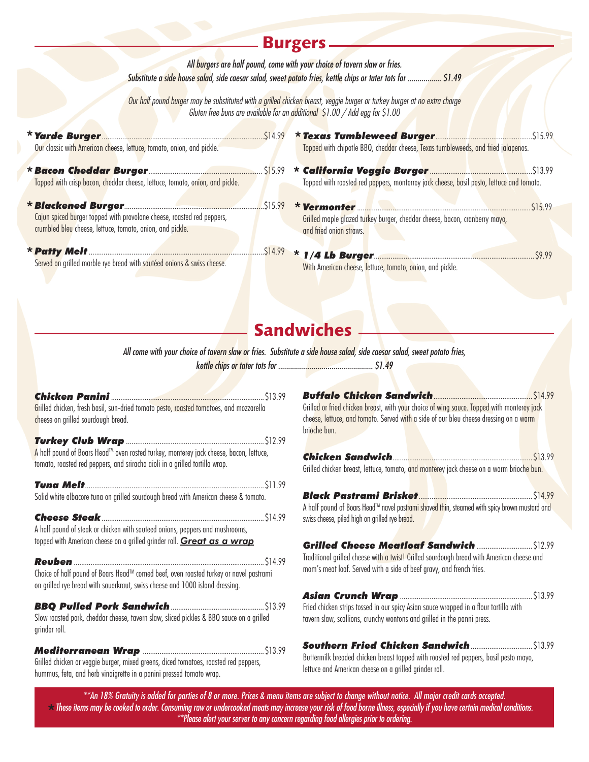## Burgers

*All burgers are half pound, come with your choice of tavern slaw or fries.*
*Substitute a side house salad, side caesar salad, sweet potato fries, kettle chips or tater tots for ................. $1.49*

*Our half pound burger may be substituted with a grilled chicken breast, veggie burger or turkey burger at no extra charge*
*Gluten free buns are available for an additional $1.00 / Add egg for $1.00*

**\* Yarde Burger** .......... $14.99
Our classic with American cheese, lettuce, tomato, onion, and pickle.

**\* Bacon Cheddar Burger** .......... $15.99
Topped with crisp bacon, cheddar cheese, lettuce, tomato, onion, and pickle.

**\* Blackened Burger** .......... $15.99
Cajun spiced burger topped with provolone cheese, roasted red peppers, crumbled bleu cheese, lettuce, tomato, onion, and pickle.

**\* Patty Melt** .......... $14.99
Served on grilled marble rye bread with sautéed onions & swiss cheese.

**\* Texas Tumbleweed Burger** .......... $15.99
Topped with chipotle BBQ, cheddar cheese, Texas tumbleweeds, and fried jalapenos.

**\* California Veggie Burger** .......... $13.99
Topped with roasted red peppers, monterrey jack cheese, basil pesto, lettuce and tomato.

**\* Vermonter** .......... $15.99
Grilled maple glazed turkey burger, cheddar cheese, bacon, cranberry mayo, and fried onion straws.

**\* 1/4 Lb Burger** .......... $9.99
With American cheese, lettuce, tomato, onion, and pickle.

## Sandwiches

*All come with your choice of tavern slaw or fries. Substitute a side house salad, side caesar salad, sweet potato fries, kettle chips or tater tots for ................................................ $1.49*

***Chicken Panini*** .......... $13.99
Grilled chicken, fresh basil, sun-dried tomato pesto, roasted tomatoes, and mozzarella cheese on grilled sourdough bread.

***Turkey Club Wrap*** .......... $12.99
A half pound of Boars Head™ oven rosted turkey, monterey jack cheese, bacon, lettuce, tomato, roasted red peppers, and sriracha aioli in a grilled tortilla wrap.

***Tuna Melt*** .......... $11.99
Solid white albacore tuna on grilled sourdough bread with American cheese & tomato.

***Cheese Steak*** .......... $14.99
A half pound of steak or chicken with sauteed onions, peppers and mushrooms, topped with American cheese on a grilled grinder roll. ***Great as a wrap***

***Reuben*** .......... $14.99
Choice of half pound of Boars Head™ corned beef, oven roasted turkey or navel pastrami on grilled rye bread with sauerkraut, swiss cheese and 1000 island dressing.

***BBQ Pulled Pork Sandwich*** .......... $13.99
Slow roasted pork, cheddar cheese, tavern slaw, sliced pickles & BBQ sauce on a grilled grinder roll.

***Mediterranean Wrap*** .......... $13.99
Grilled chicken or veggie burger, mixed greens, diced tomatoes, roasted red peppers, hummus, feta, and herb vinaigrette in a panini pressed tomato wrap.

***Buffalo Chicken Sandwich*** .......... $14.99
Grilled or fried chicken breast, with your choice of wing sauce. Topped with monterey jack cheese, lettuce, and tomato. Served with a side of our bleu cheese dressing on a warm brioche bun.

***Chicken Sandwich*** .......... $13.99
Grilled chicken breast, lettuce, tomato, and monterey jack cheese on a warm brioche bun.

***Black Pastrami Brisket*** .......... $14.99
A half pound of Boars Head™ navel pastrami shaved thin, steamed with spicy brown mustard and swiss cheese, piled high on grilled rye bread.

***Grilled Cheese Meatloaf Sandwich*** .......... $12.99
Traditional grilled cheese with a twist! Grilled sourdough bread with American cheese and mom's meat loaf. Served with a side of beef gravy, and french fries.

***Asian Crunch Wrap*** .......... $13.99
Fried chicken strips tossed in our spicy Asian sauce wrapped in a flour tortilla with tavern slaw, scallions, crunchy wontons and grilled in the panni press.

***Southern Fried Chicken Sandwich*** .......... $13.99
Buttermilk breaded chicken breast topped with roasted red peppers, basil pesto mayo, lettuce and American cheese on a grilled grinder roll.

*\*\*An 18% Gratuity is added for parties of 8 or more. Prices & menu items are subject to change without notice. All major credit cards accepted.*
*\* These items may be cooked to order. Consuming raw or undercooked meats may increase your risk of food borne illness, especially if you have certain medical conditions.*
*\*\*Please alert your server to any concern regarding food allergies prior to ordering.*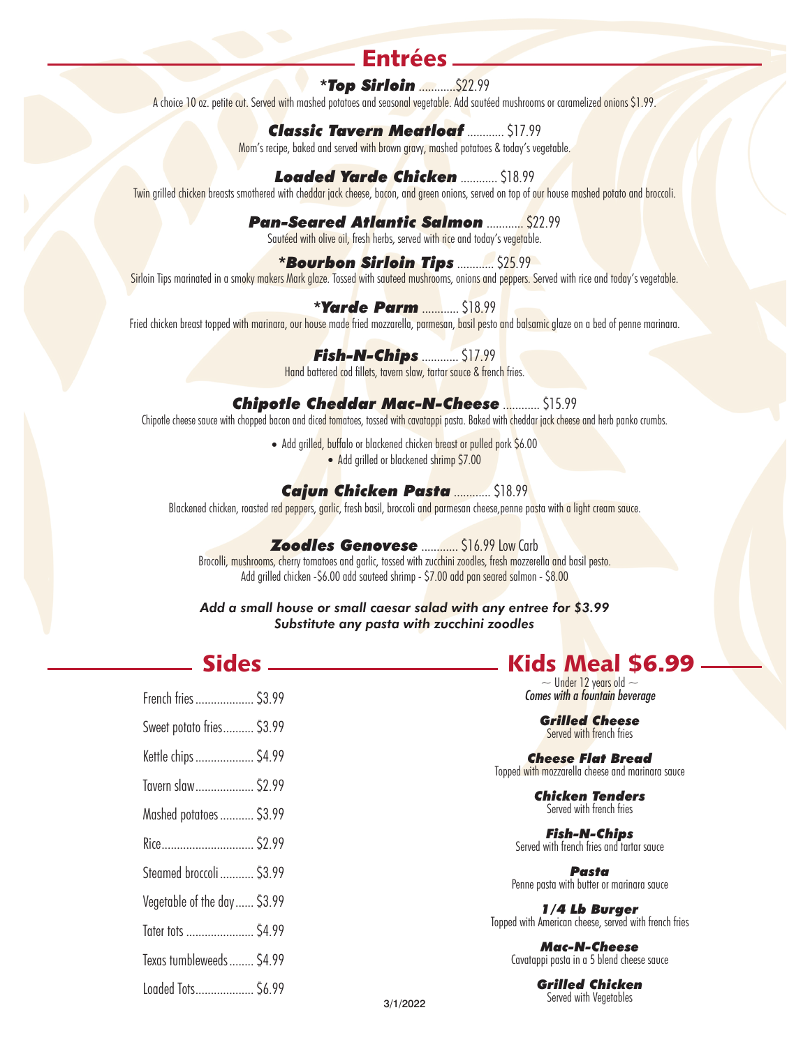## Entrées

**\*Top Sirloin** ............$22.99
A choice 10 oz. petite cut. Served with mashed potatoes and seasonal vegetable. Add sautéed mushrooms or caramelized onions $1.99.

**Classic Tavern Meatloaf** ............ $17.99
Mom's recipe, baked and served with brown gravy, mashed potatoes & today's vegetable.

**Loaded Yarde Chicken** ............ $18.99
Twin grilled chicken breasts smothered with cheddar jack cheese, bacon, and green onions, served on top of our house mashed potato and broccoli.

**Pan-Seared Atlantic Salmon** ............ $22.99
Sautéed with olive oil, fresh herbs, served with rice and today's vegetable.

**\*Bourbon Sirloin Tips** ............ $25.99
Sirloin Tips marinated in a smoky makers Mark glaze. Tossed with sauteed mushrooms, onions and peppers. Served with rice and today's vegetable.

**\*Yarde Parm** ............ $18.99
Fried chicken breast topped with marinara, our house made fried mozzarella, parmesan, basil pesto and balsamic glaze on a bed of penne marinara.

**Fish-N-Chips** ............ $17.99
Hand battered cod fillets, tavern slaw, tartar sauce & french fries.

**Chipotle Cheddar Mac-N-Cheese** ............ $15.99
Chipotle cheese sauce with chopped bacon and diced tomatoes, tossed with cavatappi pasta. Baked with cheddar jack cheese and herb panko crumbs.

- Add grilled, buffalo or blackened chicken breast or pulled pork $6.00
- Add grilled or blackened shrimp $7.00

**Cajun Chicken Pasta** ............ $18.99
Blackened chicken, roasted red peppers, garlic, fresh basil, broccoli and parmesan cheese,penne pasta with a light cream sauce.

**Zoodles Genovese** ............ $16.99 Low Carb
Brocolli, mushrooms, cherry tomatoes and garlic, tossed with zucchini zoodles, fresh mozzarella and basil pesto.
Add grilled chicken -$6.00 add sauteed shrimp - $7.00 add pan seared salmon - $8.00

*Add a small house or small caesar salad with any entree for $3.99*
*Substitute any pasta with zucchini zoodles*

## Sides

- French fries ................... $3.99
- Sweet potato fries.......... $3.99
- Kettle chips ................... $4.99
- Tavern slaw................... $2.99
- Mashed potatoes ........... $3.99
- Rice.............................. $2.99
- Steamed broccoli ........... $3.99
- Vegetable of the day...... $3.99
- Tater tots ...................... $4.99
- Texas tumbleweeds ........ $4.99
- Loaded Tots................... $6.99

## Kids Meal $6.99

~ Under 12 years old ~
*Comes with a fountain beverage*

**Grilled Cheese**
Served with french fries

**Cheese Flat Bread**
Topped with mozzarella cheese and marinara sauce

**Chicken Tenders**
Served with french fries

**Fish-N-Chips**
Served with french fries and tartar sauce

**Pasta**
Penne pasta with butter or marinara sauce

**1/4 Lb Burger**
Topped with American cheese, served with french fries

**Mac-N-Cheese**
Cavatappi pasta in a 5 blend cheese sauce

**Grilled Chicken**
Served with Vegetables

3/1/2022